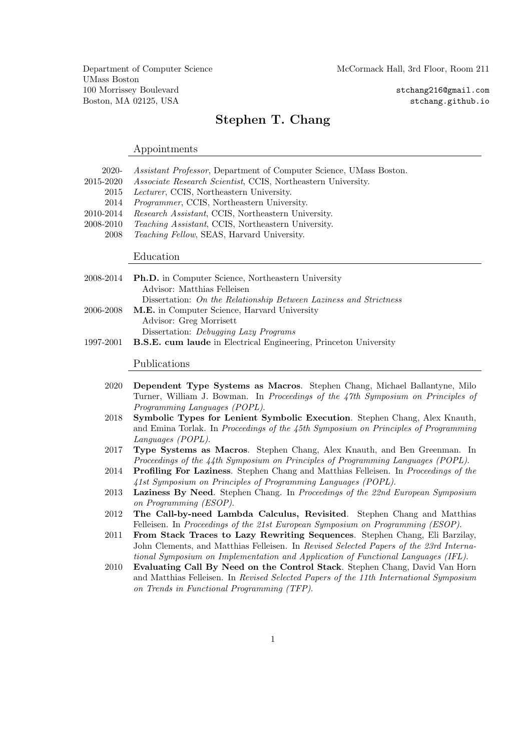Department of Computer Science
UMass Boston
100 Morrissey Boulevard
Boston, MA 02125, USA

McCormack Hall, 3rd Floor, Room 211

stchang216@gmail.com
stchang.github.io

# Stephen T. Chang

## Appointments

- 2020- *Assistant Professor*, Department of Computer Science, UMass Boston.
- 2015-2020 *Associate Research Scientist*, CCIS, Northeastern University.
- 2015 *Lecturer*, CCIS, Northeastern University.
- 2014 *Programmer*, CCIS, Northeastern University.
- 2010-2014 *Research Assistant*, CCIS, Northeastern University.
- 2008-2010 *Teaching Assistant*, CCIS, Northeastern University.
- 2008 *Teaching Fellow*, SEAS, Harvard University.

## Education

- 2008-2014 **Ph.D.** in Computer Science, Northeastern University
  Advisor: Matthias Felleisen
  Dissertation: *On the Relationship Between Laziness and Strictness*
- 2006-2008 **M.E.** in Computer Science, Harvard University
  Advisor: Greg Morrisett
  Dissertation: *Debugging Lazy Programs*
- 1997-2001 **B.S.E. cum laude** in Electrical Engineering, Princeton University

## Publications

- 2020 **Dependent Type Systems as Macros**. Stephen Chang, Michael Ballantyne, Milo Turner, William J. Bowman. In *Proceedings of the 47th Symposium on Principles of Programming Languages (POPL)*.
- 2018 **Symbolic Types for Lenient Symbolic Execution**. Stephen Chang, Alex Knauth, and Emina Torlak. In *Proceedings of the 45th Symposium on Principles of Programming Languages (POPL)*.
- 2017 **Type Systems as Macros**. Stephen Chang, Alex Knauth, and Ben Greenman. In *Proceedings of the 44th Symposium on Principles of Programming Languages (POPL)*.
- 2014 **Profiling For Laziness**. Stephen Chang and Matthias Felleisen. In *Proceedings of the 41st Symposium on Principles of Programming Languages (POPL)*.
- 2013 **Laziness By Need**. Stephen Chang. In *Proceedings of the 22nd European Symposium on Programming (ESOP)*.
- 2012 **The Call-by-need Lambda Calculus, Revisited**. Stephen Chang and Matthias Felleisen. In *Proceedings of the 21st European Symposium on Programming (ESOP)*.
- 2011 **From Stack Traces to Lazy Rewriting Sequences**. Stephen Chang, Eli Barzilay, John Clements, and Matthias Felleisen. In *Revised Selected Papers of the 23rd International Symposium on Implementation and Application of Functional Languages (IFL)*.
- 2010 **Evaluating Call By Need on the Control Stack**. Stephen Chang, David Van Horn and Matthias Felleisen. In *Revised Selected Papers of the 11th International Symposium on Trends in Functional Programming (TFP)*.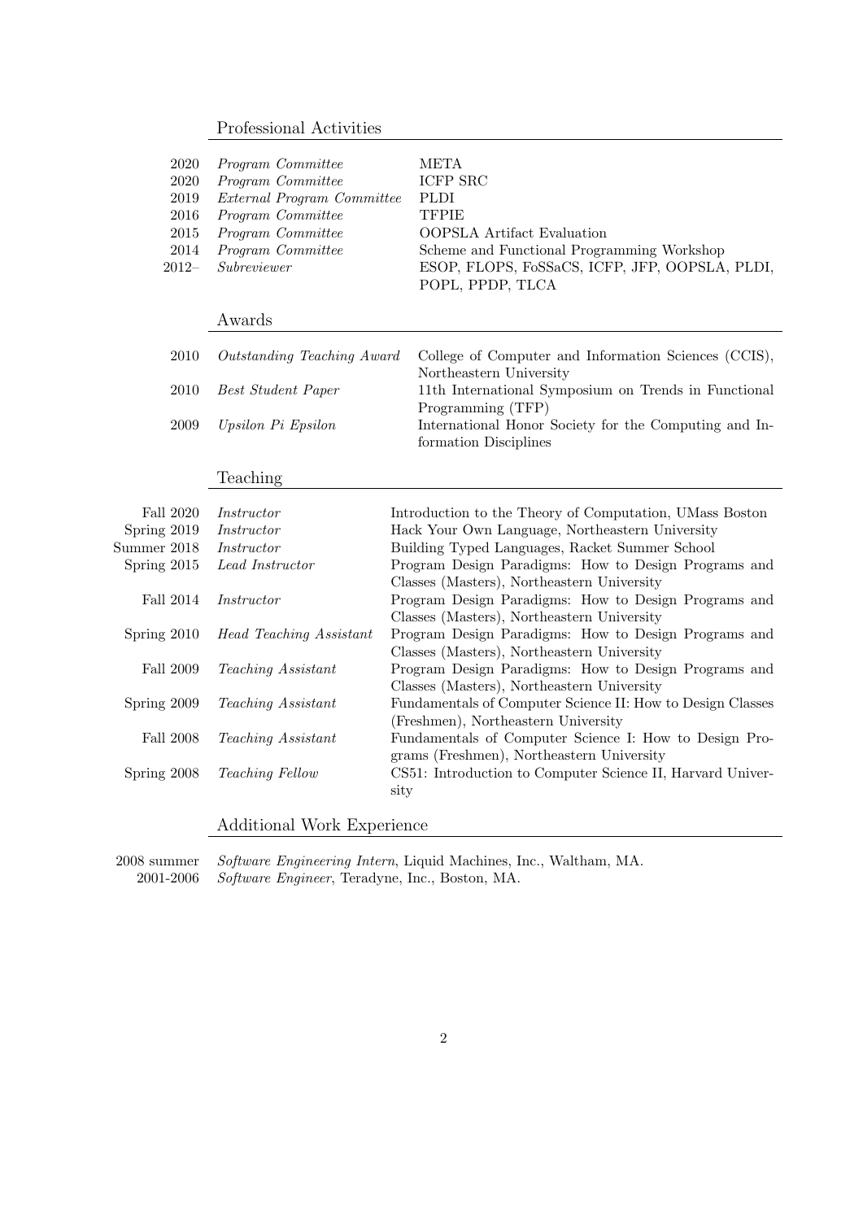## Professional Activities

| | | |
|---|---|---|
| 2020 | *Program Committee* | META |
| 2020 | *Program Committee* | ICFP SRC |
| 2019 | *External Program Committee* | PLDI |
| 2016 | *Program Committee* | TFPIE |
| 2015 | *Program Committee* | OOPSLA Artifact Evaluation |
| 2014 | *Program Committee* | Scheme and Functional Programming Workshop |
| 2012– | *Subreviewer* | ESOP, FLOPS, FoSSaCS, ICFP, JFP, OOPSLA, PLDI, POPL, PPDP, TLCA |

## Awards

| | | |
|---|---|---|
| 2010 | *Outstanding Teaching Award* | College of Computer and Information Sciences (CCIS), Northeastern University |
| 2010 | *Best Student Paper* | 11th International Symposium on Trends in Functional Programming (TFP) |
| 2009 | *Upsilon Pi Epsilon* | International Honor Society for the Computing and Information Disciplines |

## Teaching

| | | |
|---|---|---|
| Fall 2020 | *Instructor* | Introduction to the Theory of Computation, UMass Boston |
| Spring 2019 | *Instructor* | Hack Your Own Language, Northeastern University |
| Summer 2018 | *Instructor* | Building Typed Languages, Racket Summer School |
| Spring 2015 | *Lead Instructor* | Program Design Paradigms: How to Design Programs and Classes (Masters), Northeastern University |
| Fall 2014 | *Instructor* | Program Design Paradigms: How to Design Programs and Classes (Masters), Northeastern University |
| Spring 2010 | *Head Teaching Assistant* | Program Design Paradigms: How to Design Programs and Classes (Masters), Northeastern University |
| Fall 2009 | *Teaching Assistant* | Program Design Paradigms: How to Design Programs and Classes (Masters), Northeastern University |
| Spring 2009 | *Teaching Assistant* | Fundamentals of Computer Science II: How to Design Classes (Freshmen), Northeastern University |
| Fall 2008 | *Teaching Assistant* | Fundamentals of Computer Science I: How to Design Programs (Freshmen), Northeastern University |
| Spring 2008 | *Teaching Fellow* | CS51: Introduction to Computer Science II, Harvard University |

## Additional Work Experience

| | |
|---|---|
| 2008 summer | *Software Engineering Intern*, Liquid Machines, Inc., Waltham, MA. |
| 2001-2006 | *Software Engineer*, Teradyne, Inc., Boston, MA. |